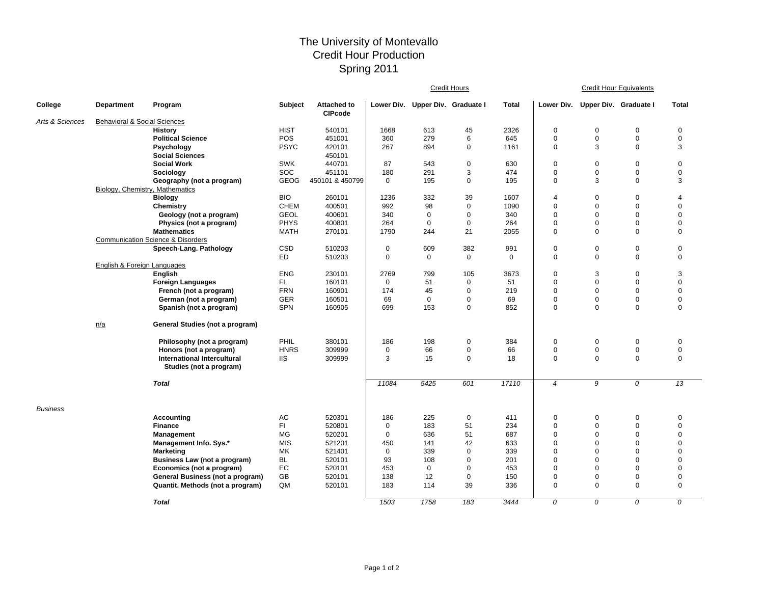# The University of Montevallo
## Credit Hour Production
## Spring 2011

| College | Department | Program | Subject | Attached to CIPcode | Credit Hours: Lower Div. | Upper Div. | Graduate I | Total | Credit Hour Equivalents: Lower Div. | Upper Div. | Graduate I | Total |
|---|---|---|---|---|---|---|---|---|---|---|---|---|
| *Arts & Sciences* | Behavioral & Social Sciences | | | | | | | | | | | |
| | | **History** | HIST | 540101 | 1668 | 613 | 45 | 2326 | 0 | 0 | 0 | 0 |
| | | **Political Science** | POS | 451001 | 360 | 279 | 6 | 645 | 0 | 0 | 0 | 0 |
| | | **Psychology** | PSYC | 420101 | 267 | 894 | 0 | 1161 | 0 | 3 | 0 | 3 |
| | | **Social Sciences** | | 450101 | | | | | | | | |
| | | **Social Work** | SWK | 440701 | 87 | 543 | 0 | 630 | 0 | 0 | 0 | 0 |
| | | **Sociology** | SOC | 451101 | 180 | 291 | 3 | 474 | 0 | 0 | 0 | 0 |
| | | **Geography (not a program)** | GEOG | 450101 & 450799 | 0 | 195 | 0 | 195 | 0 | 3 | 0 | 3 |
| | Biology, Chemistry, Mathematics | | | | | | | | | | | |
| | | **Biology** | BIO | 260101 | 1236 | 332 | 39 | 1607 | 4 | 0 | 0 | 4 |
| | | **Chemistry** | CHEM | 400501 | 992 | 98 | 0 | 1090 | 0 | 0 | 0 | 0 |
| | | **Geology (not a program)** | GEOL | 400601 | 340 | 0 | 0 | 340 | 0 | 0 | 0 | 0 |
| | | **Physics (not a program)** | PHYS | 400801 | 264 | 0 | 0 | 264 | 0 | 0 | 0 | 0 |
| | | **Mathematics** | MATH | 270101 | 1790 | 244 | 21 | 2055 | 0 | 0 | 0 | 0 |
| | Communication Science & Disorders | | | | | | | | | | | |
| | | **Speech-Lang. Pathology** | CSD | 510203 | 0 | 609 | 382 | 991 | 0 | 0 | 0 | 0 |
| | | | ED | 510203 | 0 | 0 | 0 | 0 | 0 | 0 | 0 | 0 |
| | English & Foreign Languages | | | | | | | | | | | |
| | | **English** | ENG | 230101 | 2769 | 799 | 105 | 3673 | 0 | 3 | 0 | 3 |
| | | **Foreign Languages** | FL | 160101 | 0 | 51 | 0 | 51 | 0 | 0 | 0 | 0 |
| | | **French (not a program)** | FRN | 160901 | 174 | 45 | 0 | 219 | 0 | 0 | 0 | 0 |
| | | **German (not a program)** | GER | 160501 | 69 | 0 | 0 | 69 | 0 | 0 | 0 | 0 |
| | | **Spanish (not a program)** | SPN | 160905 | 699 | 153 | 0 | 852 | 0 | 0 | 0 | 0 |
| | n/a | **General Studies (not a program)** | | | | | | | | | | |
| | | **Philosophy (not a program)** | PHIL | 380101 | 186 | 198 | 0 | 384 | 0 | 0 | 0 | 0 |
| | | **Honors (not a program)** | HNRS | 309999 | 0 | 66 | 0 | 66 | 0 | 0 | 0 | 0 |
| | | **International Intercultural Studies (not a program)** | IIS | 309999 | 3 | 15 | 0 | 18 | 0 | 0 | 0 | 0 |
| | | ***Total*** | | | *11084* | *5425* | *601* | *17110* | *4* | *9* | *0* | *13* |
| *Business* | | | | | | | | | | | | |
| | | **Accounting** | AC | 520301 | 186 | 225 | 0 | 411 | 0 | 0 | 0 | 0 |
| | | **Finance** | FI | 520801 | 0 | 183 | 51 | 234 | 0 | 0 | 0 | 0 |
| | | **Management** | MG | 520201 | 0 | 636 | 51 | 687 | 0 | 0 | 0 | 0 |
| | | **Management Info. Sys.*** | MIS | 521201 | 450 | 141 | 42 | 633 | 0 | 0 | 0 | 0 |
| | | **Marketing** | MK | 521401 | 0 | 339 | 0 | 339 | 0 | 0 | 0 | 0 |
| | | **Business Law (not a program)** | BL | 520101 | 93 | 108 | 0 | 201 | 0 | 0 | 0 | 0 |
| | | **Economics (not a program)** | EC | 520101 | 453 | 0 | 0 | 453 | 0 | 0 | 0 | 0 |
| | | **General Business (not a program)** | GB | 520101 | 138 | 12 | 0 | 150 | 0 | 0 | 0 | 0 |
| | | **Quantit. Methods (not a program)** | QM | 520101 | 183 | 114 | 39 | 336 | 0 | 0 | 0 | 0 |
| | | ***Total*** | | | *1503* | *1758* | *183* | *3444* | *0* | *0* | *0* | *0* |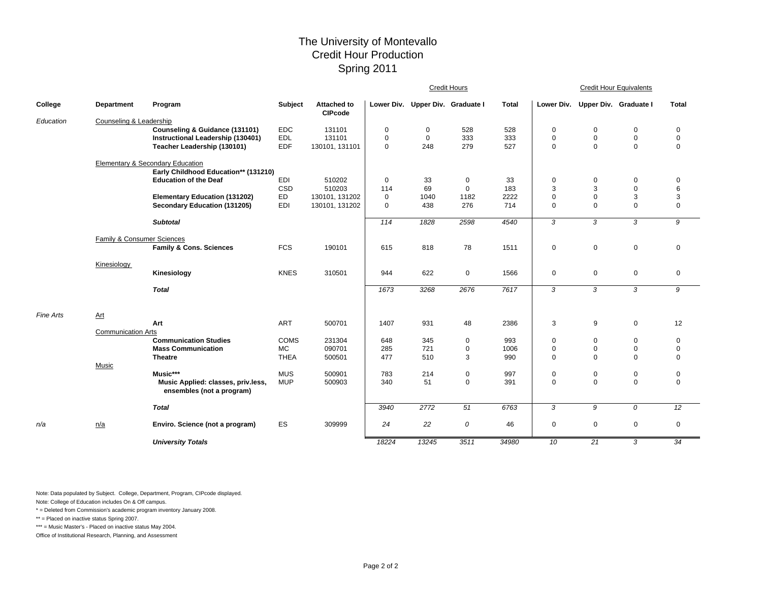# The University of Montevallo
## Credit Hour Production
## Spring 2011

| College | Department | Program | Subject | Attached to CIPcode | Credit Hours | | | | Credit Hour Equivalents | | | |
|---|---|---|---|---|---|---|---|---|---|---|---|---|
| | | | | | Lower Div. | Upper Div. | Graduate I | Total | Lower Div. | Upper Div. | Graduate I | Total |
| *Education* | Counseling & Leadership | | | | | | | | | | | |
| | | **Counseling & Guidance (131101)** | EDC | 131101 | 0 | 0 | 528 | 528 | 0 | 0 | 0 | 0 |
| | | **Instructional Leadership (130401)** | EDL | 131101 | 0 | 0 | 333 | 333 | 0 | 0 | 0 | 0 |
| | | **Teacher Leadership (130101)** | EDF | 130101, 131101 | 0 | 248 | 279 | 527 | 0 | 0 | 0 | 0 |
| | Elementary & Secondary Education | | | | | | | | | | | |
| | | **Early Childhood Education** (131210)** | | | | | | | | | | |
| | | **Education of the Deaf** | EDI | 510202 | 0 | 33 | 0 | 33 | 0 | 0 | 0 | 0 |
| | | | CSD | 510203 | 114 | 69 | 0 | 183 | 3 | 3 | 0 | 6 |
| | | **Elementary Education (131202)** | ED | 130101, 131202 | 0 | 1040 | 1182 | 2222 | 0 | 0 | 3 | 3 |
| | | **Secondary Education (131205)** | EDI | 130101, 131202 | 0 | 438 | 276 | 714 | 0 | 0 | 0 | 0 |
| | | ***Subtotal*** | | | *114* | *1828* | *2598* | *4540* | *3* | *3* | *3* | *9* |
| | Family & Consumer Sciences | | | | | | | | | | | |
| | | **Family & Cons. Sciences** | FCS | 190101 | 615 | 818 | 78 | 1511 | 0 | 0 | 0 | 0 |
| | Kinesiology | | | | | | | | | | | |
| | | **Kinesiology** | KNES | 310501 | 944 | 622 | 0 | 1566 | 0 | 0 | 0 | 0 |
| | | ***Total*** | | | *1673* | *3268* | *2676* | *7617* | *3* | *3* | *3* | *9* |
| *Fine Arts* | Art | | | | | | | | | | | |
| | | **Art** | ART | 500701 | 1407 | 931 | 48 | 2386 | 3 | 9 | 0 | 12 |
| | Communication Arts | | | | | | | | | | | |
| | | **Communication Studies** | COMS | 231304 | 648 | 345 | 0 | 993 | 0 | 0 | 0 | 0 |
| | | **Mass Communication** | MC | 090701 | 285 | 721 | 0 | 1006 | 0 | 0 | 0 | 0 |
| | | **Theatre** | THEA | 500501 | 477 | 510 | 3 | 990 | 0 | 0 | 0 | 0 |
| | Music | | | | | | | | | | | |
| | | **Music***** | MUS | 500901 | 783 | 214 | 0 | 997 | 0 | 0 | 0 | 0 |
| | | **Music Applied: classes, priv.less, ensembles (not a program)** | MUP | 500903 | 340 | 51 | 0 | 391 | 0 | 0 | 0 | 0 |
| | | ***Total*** | | | *3940* | *2772* | *51* | *6763* | *3* | *9* | *0* | *12* |
| *n/a* | n/a | **Enviro. Science (not a program)** | ES | 309999 | *24* | *22* | *0* | 46 | 0 | 0 | 0 | 0 |
| | | ***University Totals*** | | | *18224* | *13245* | *3511* | *34980* | *10* | *21* | *3* | *34* |

Note: Data populated by Subject. College, Department, Program, CIPcode displayed.

Note: College of Education includes On & Off campus.

* = Deleted from Commission's academic program inventory January 2008.

** = Placed on inactive status Spring 2007.

*** = Music Master's - Placed on inactive status May 2004.

Office of Institutional Research, Planning, and Assessment